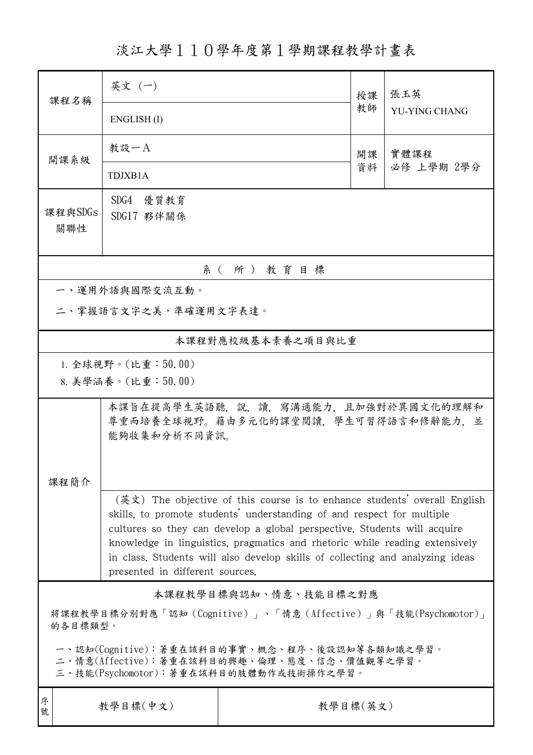# 淡江大學１１０學年度第１學期課程教學計畫表

| 課程名稱 | 英文（一）<br>ENGLISH (I) | 授課教師 | 張玉英<br>YU-YING CHANG |
|---|---|---|---|
| 開課系級 | 教設一Ａ<br>TDJXB1A | 開課資料 | 實體課程<br>必修 上學期 2學分 |
| 課程與SDGs關聯性 | SDG4 優質教育<br>SDG17 夥伴關係 | | |

## 系（所）教育目標

一、運用外語與國際交流互動。

二、掌握語言文字之美，準確運用文字表達。

## 本課程對應校級基本素養之項目與比重

1. 全球視野。(比重：50.00)
8. 美學涵養。(比重：50.00)

## 課程簡介

本課旨在提高學生英語聽，說，讀，寫溝通能力，且加強對於異國文化的理解和尊重而培養全球視野。藉由多元化的課堂閱讀，學生可習得語言和修辭能力，並能夠收集和分析不同資訊。

(英文) The objective of this course is to enhance students' overall English skills, to promote students' understanding of and respect for multiple cultures so they can develop a global perspective. Students will acquire knowledge in linguistics, pragmatics and rhetoric while reading extensively in class. Students will also develop skills of collecting and analyzing ideas presented in different sources.

## 本課程教學目標與認知、情意、技能目標之對應

將課程教學目標分別對應「認知（Cognitive）」、「情意（Affective）」與「技能(Psychomotor)」的各目標類型。

一、認知(Cognitive)：著重在該科目的事實、概念、程序、後設認知等各類知識之學習。
二、情意(Affective)：著重在該科目的興趣、倫理、態度、信念、價值觀等之學習。
三、技能(Psychomotor)：著重在該科目的肢體動作或技術操作之學習。

| 序號 | 教學目標(中文) | 教學目標(英文) |
|---|---|---|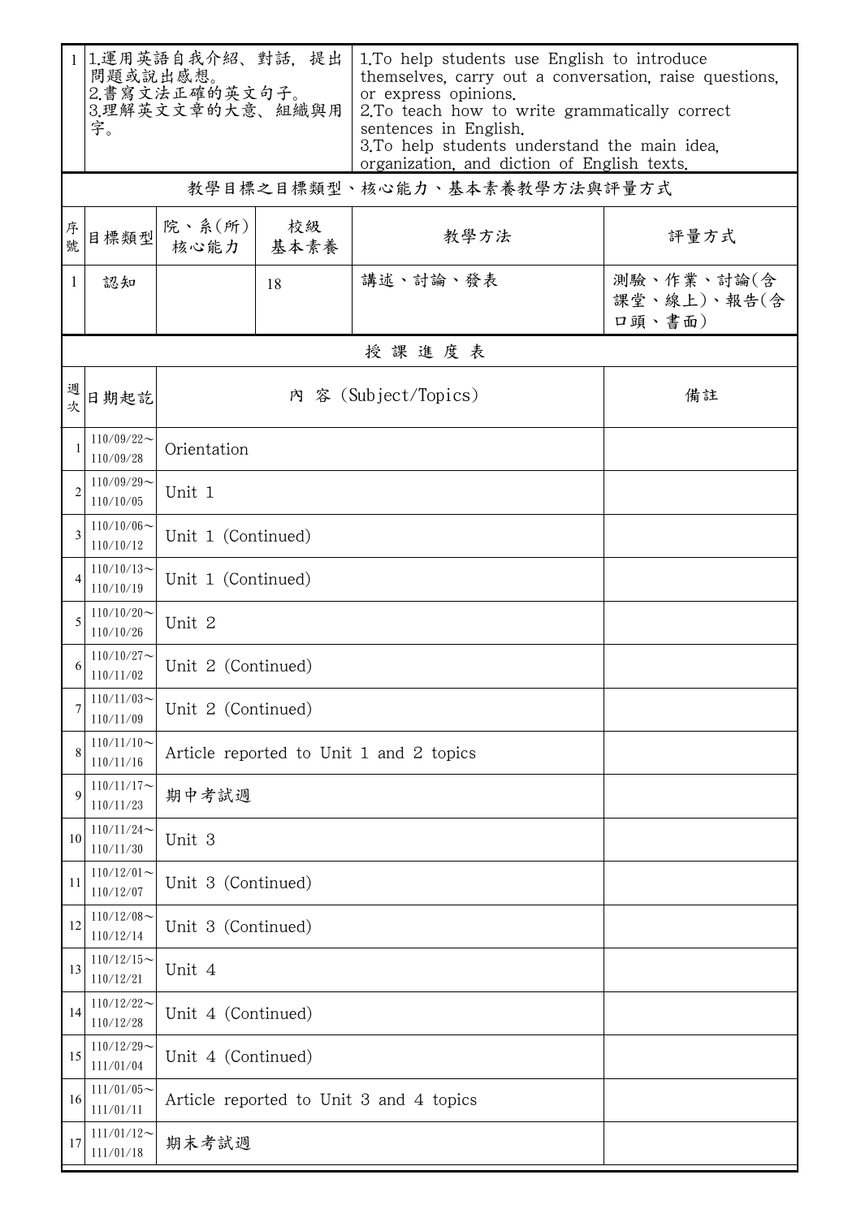| 1 | 1.運用英語自我介紹、對話，提出問題或說出感想。<br>2.書寫文法正確的英文句子。<br>3.理解英文文章的大意、組織與用字。 | 1.To help students use English to introduce themselves, carry out a conversation, raise questions, or express opinions.<br>2.To teach how to write grammatically correct sentences in English.<br>3.To help students understand the main idea, organization, and diction of English texts. |
|---|---|---|

## 教學目標之目標類型、核心能力、基本素養教學方法與評量方式

| 序號 | 目標類型 | 院、系(所)核心能力 | 校級基本素養 | 教學方法 | 評量方式 |
|---|---|---|---|---|---|
| 1 | 認知 | | 18 | 講述、討論、發表 | 測驗、作業、討論(含課堂、線上)、報告(含口頭、書面) |

## 授課進度表

| 週次 | 日期起訖 | 內 容 (Subject/Topics) | 備註 |
|---|---|---|---|
| 1 | 110/09/22～110/09/28 | Orientation | |
| 2 | 110/09/29～110/10/05 | Unit 1 | |
| 3 | 110/10/06～110/10/12 | Unit 1 (Continued) | |
| 4 | 110/10/13～110/10/19 | Unit 1 (Continued) | |
| 5 | 110/10/20～110/10/26 | Unit 2 | |
| 6 | 110/10/27～110/11/02 | Unit 2 (Continued) | |
| 7 | 110/11/03～110/11/09 | Unit 2 (Continued) | |
| 8 | 110/11/10～110/11/16 | Article reported to Unit 1 and 2 topics | |
| 9 | 110/11/17～110/11/23 | 期中考試週 | |
| 10 | 110/11/24～110/11/30 | Unit 3 | |
| 11 | 110/12/01～110/12/07 | Unit 3 (Continued) | |
| 12 | 110/12/08～110/12/14 | Unit 3 (Continued) | |
| 13 | 110/12/15～110/12/21 | Unit 4 | |
| 14 | 110/12/22～110/12/28 | Unit 4 (Continued) | |
| 15 | 110/12/29～111/01/04 | Unit 4 (Continued) | |
| 16 | 111/01/05～111/01/11 | Article reported to Unit 3 and 4 topics | |
| 17 | 111/01/12～111/01/18 | 期末考試週 | |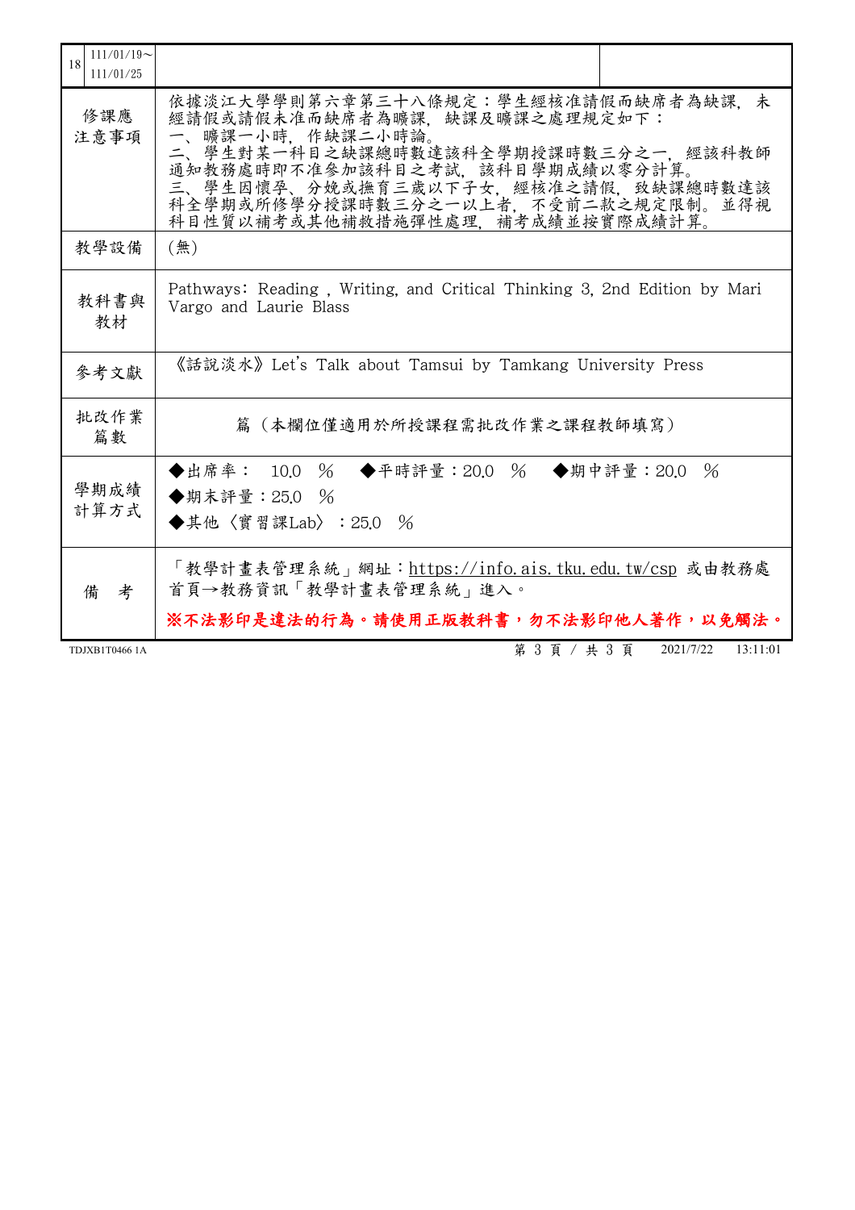| | | | |
|---|---|---|---|
| 18 | 111/01/19～<br>111/01/25 | | |
| 修課應注意事項 | | 依據淡江大學學則第六章第三十八條規定：學生經核准請假而缺席者為缺課，未經請假或請假未准而缺席者為曠課，缺課及曠課之處理規定如下：<br>一、曠課一小時，作缺課二小時論。<br>二、學生對某一科目之缺課總時數達該科全學期授課時數三分之一，經該科教師通知教務處時即不准參加該科目之考試，該科目學期成績以零分計算。<br>三、學生因懷孕、分娩或撫育三歲以下子女，經核准之請假，致缺課總時數達該科全學期或所修學分授課時數三分之一以上者，不受前二款之規定限制。並得視科目性質以補考或其他補救措施彈性處理，補考成績並按實際成績計算。 | |
| 教學設備 | | (無) | |
| 教科書與教材 | | Pathways: Reading , Writing, and Critical Thinking 3, 2nd Edition by Mari Vargo and Laurie Blass | |
| 參考文獻 | | 《話說淡水》Let's Talk about Tamsui by Tamkang University Press | |
| 批改作業篇數 | | 篇（本欄位僅適用於所授課程需批改作業之課程教師填寫） | |
| 學期成績計算方式 | | ◆出席率： 10.0 ％ ◆平時評量：20.0 ％ ◆期中評量：20.0 ％<br>◆期末評量：25.0 ％<br>◆其他〈實習課Lab〉：25.0 ％ | |
| 備　考 | | 「教學計畫表管理系統」網址：https://info.ais.tku.edu.tw/csp 或由教務處首頁→教務資訊「教學計畫表管理系統」進入。<br>**※不法影印是違法的行為。請使用正版教科書，勿不法影印他人著作，以免觸法。** | |

TDJXB1T0466 1A　　2021/7/22　13:11:01